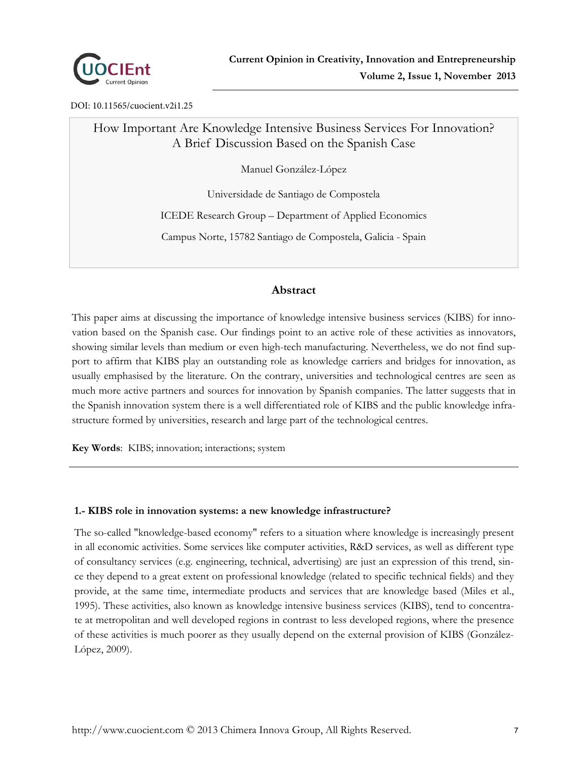DOI: 10.11565/cuocient.v2i1.25

# How Important Are Knowledge Intensive Business Services For Innovation? A Brief Discussion Based on the Spanish Case

Manuel González-López

Universidade de Santiago de Compostela

ICEDE Research Group – Department of Applied Economics

Campus Norte, 15782 Santiago de Compostela, Galicia - Spain

## Abstract

This paper aims at discussing the importance of knowledge intensive business services (KIBS) for innovation based on the Spanish case. Our findings point to an active role of these activities as innovators, showing similar levels than medium or even high-tech manufacturing. Nevertheless, we do not find support to affirm that KIBS play an outstanding role as knowledge carriers and bridges for innovation, as usually emphasised by the literature. On the contrary, universities and technological centres are seen as much more active partners and sources for innovation by Spanish companies. The latter suggests that in the Spanish innovation system there is a well differentiated role of KIBS and the public knowledge infrastructure formed by universities, research and large part of the technological centres.

**Key Words**: KIBS; innovation; interactions; system

## 1.- KIBS role in innovation systems: a new knowledge infrastructure?

The so-called "knowledge-based economy" refers to a situation where knowledge is increasingly present in all economic activities. Some services like computer activities, R&D services, as well as different type of consultancy services (e.g. engineering, technical, advertising) are just an expression of this trend, since they depend to a great extent on professional knowledge (related to specific technical fields) and they provide, at the same time, intermediate products and services that are knowledge based (Miles et al., 1995). These activities, also known as knowledge intensive business services (KIBS), tend to concentrate at metropolitan and well developed regions in contrast to less developed regions, where the presence of these activities is much poorer as they usually depend on the external provision of KIBS (González-López, 2009).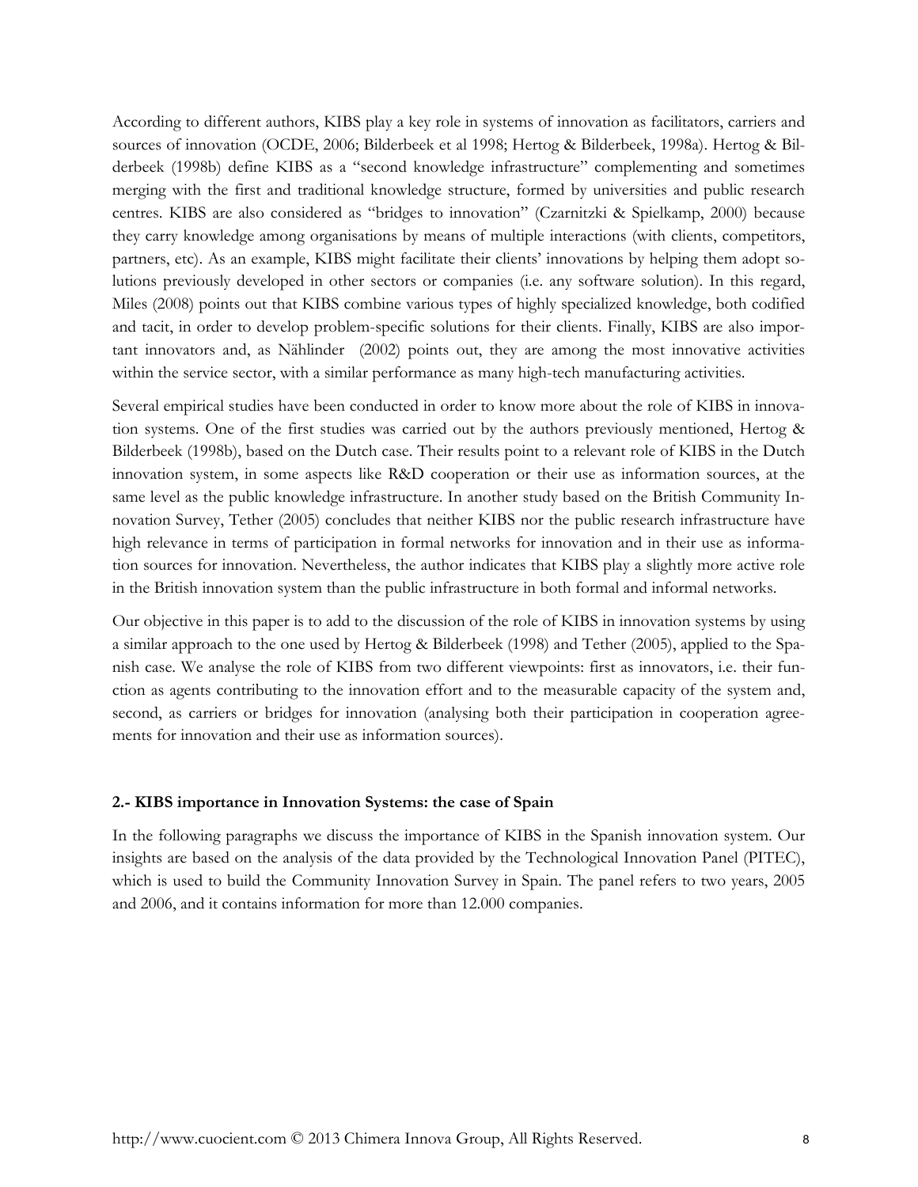According to different authors, KIBS play a key role in systems of innovation as facilitators, carriers and sources of innovation (OCDE, 2006; Bilderbeek et al 1998; Hertog & Bilderbeek, 1998a). Hertog & Bilderbeek (1998b) define KIBS as a "second knowledge infrastructure" complementing and sometimes merging with the first and traditional knowledge structure, formed by universities and public research centres. KIBS are also considered as "bridges to innovation" (Czarnitzki & Spielkamp, 2000) because they carry knowledge among organisations by means of multiple interactions (with clients, competitors, partners, etc). As an example, KIBS might facilitate their clients' innovations by helping them adopt solutions previously developed in other sectors or companies (i.e. any software solution). In this regard, Miles (2008) points out that KIBS combine various types of highly specialized knowledge, both codified and tacit, in order to develop problem-specific solutions for their clients. Finally, KIBS are also important innovators and, as Nählinder (2002) points out, they are among the most innovative activities within the service sector, with a similar performance as many high-tech manufacturing activities.

Several empirical studies have been conducted in order to know more about the role of KIBS in innovation systems. One of the first studies was carried out by the authors previously mentioned, Hertog & Bilderbeek (1998b), based on the Dutch case. Their results point to a relevant role of KIBS in the Dutch innovation system, in some aspects like R&D cooperation or their use as information sources, at the same level as the public knowledge infrastructure. In another study based on the British Community Innovation Survey, Tether (2005) concludes that neither KIBS nor the public research infrastructure have high relevance in terms of participation in formal networks for innovation and in their use as information sources for innovation. Nevertheless, the author indicates that KIBS play a slightly more active role in the British innovation system than the public infrastructure in both formal and informal networks.

Our objective in this paper is to add to the discussion of the role of KIBS in innovation systems by using a similar approach to the one used by Hertog & Bilderbeek (1998) and Tether (2005), applied to the Spanish case. We analyse the role of KIBS from two different viewpoints: first as innovators, i.e. their function as agents contributing to the innovation effort and to the measurable capacity of the system and, second, as carriers or bridges for innovation (analysing both their participation in cooperation agreements for innovation and their use as information sources).

## 2.- KIBS importance in Innovation Systems: the case of Spain

In the following paragraphs we discuss the importance of KIBS in the Spanish innovation system. Our insights are based on the analysis of the data provided by the Technological Innovation Panel (PITEC), which is used to build the Community Innovation Survey in Spain. The panel refers to two years, 2005 and 2006, and it contains information for more than 12.000 companies.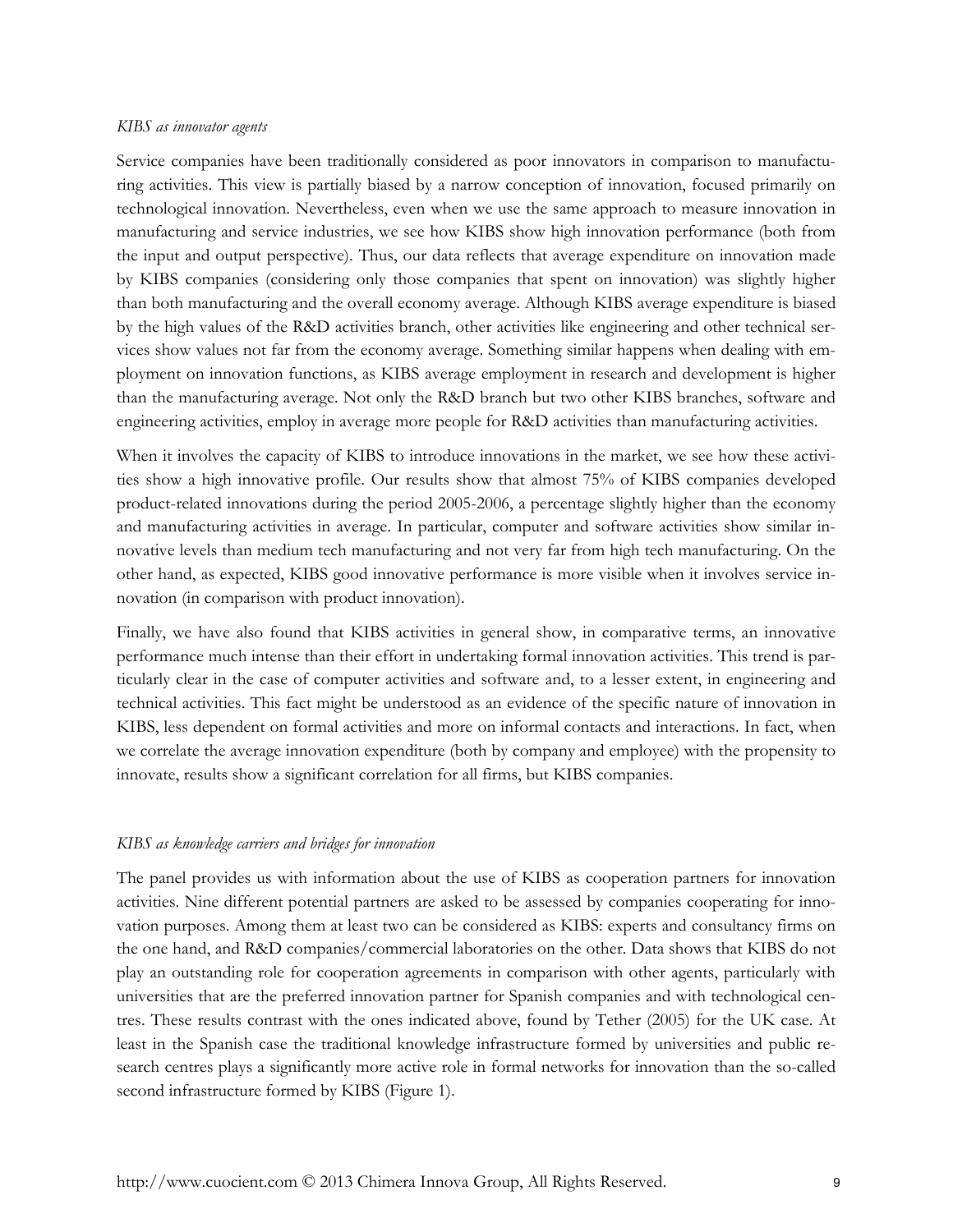*KIBS as innovator agents*

Service companies have been traditionally considered as poor innovators in comparison to manufacturing activities. This view is partially biased by a narrow conception of innovation, focused primarily on technological innovation. Nevertheless, even when we use the same approach to measure innovation in manufacturing and service industries, we see how KIBS show high innovation performance (both from the input and output perspective). Thus, our data reflects that average expenditure on innovation made by KIBS companies (considering only those companies that spent on innovation) was slightly higher than both manufacturing and the overall economy average. Although KIBS average expenditure is biased by the high values of the R&D activities branch, other activities like engineering and other technical services show values not far from the economy average. Something similar happens when dealing with employment on innovation functions, as KIBS average employment in research and development is higher than the manufacturing average. Not only the R&D branch but two other KIBS branches, software and engineering activities, employ in average more people for R&D activities than manufacturing activities.

When it involves the capacity of KIBS to introduce innovations in the market, we see how these activities show a high innovative profile. Our results show that almost 75% of KIBS companies developed product-related innovations during the period 2005-2006, a percentage slightly higher than the economy and manufacturing activities in average. In particular, computer and software activities show similar innovative levels than medium tech manufacturing and not very far from high tech manufacturing. On the other hand, as expected, KIBS good innovative performance is more visible when it involves service innovation (in comparison with product innovation).

Finally, we have also found that KIBS activities in general show, in comparative terms, an innovative performance much intense than their effort in undertaking formal innovation activities. This trend is particularly clear in the case of computer activities and software and, to a lesser extent, in engineering and technical activities. This fact might be understood as an evidence of the specific nature of innovation in KIBS, less dependent on formal activities and more on informal contacts and interactions. In fact, when we correlate the average innovation expenditure (both by company and employee) with the propensity to innovate, results show a significant correlation for all firms, but KIBS companies.

*KIBS as knowledge carriers and bridges for innovation*

The panel provides us with information about the use of KIBS as cooperation partners for innovation activities. Nine different potential partners are asked to be assessed by companies cooperating for innovation purposes. Among them at least two can be considered as KIBS: experts and consultancy firms on the one hand, and R&D companies/commercial laboratories on the other. Data shows that KIBS do not play an outstanding role for cooperation agreements in comparison with other agents, particularly with universities that are the preferred innovation partner for Spanish companies and with technological centres. These results contrast with the ones indicated above, found by Tether (2005) for the UK case. At least in the Spanish case the traditional knowledge infrastructure formed by universities and public research centres plays a significantly more active role in formal networks for innovation than the so-called second infrastructure formed by KIBS (Figure 1).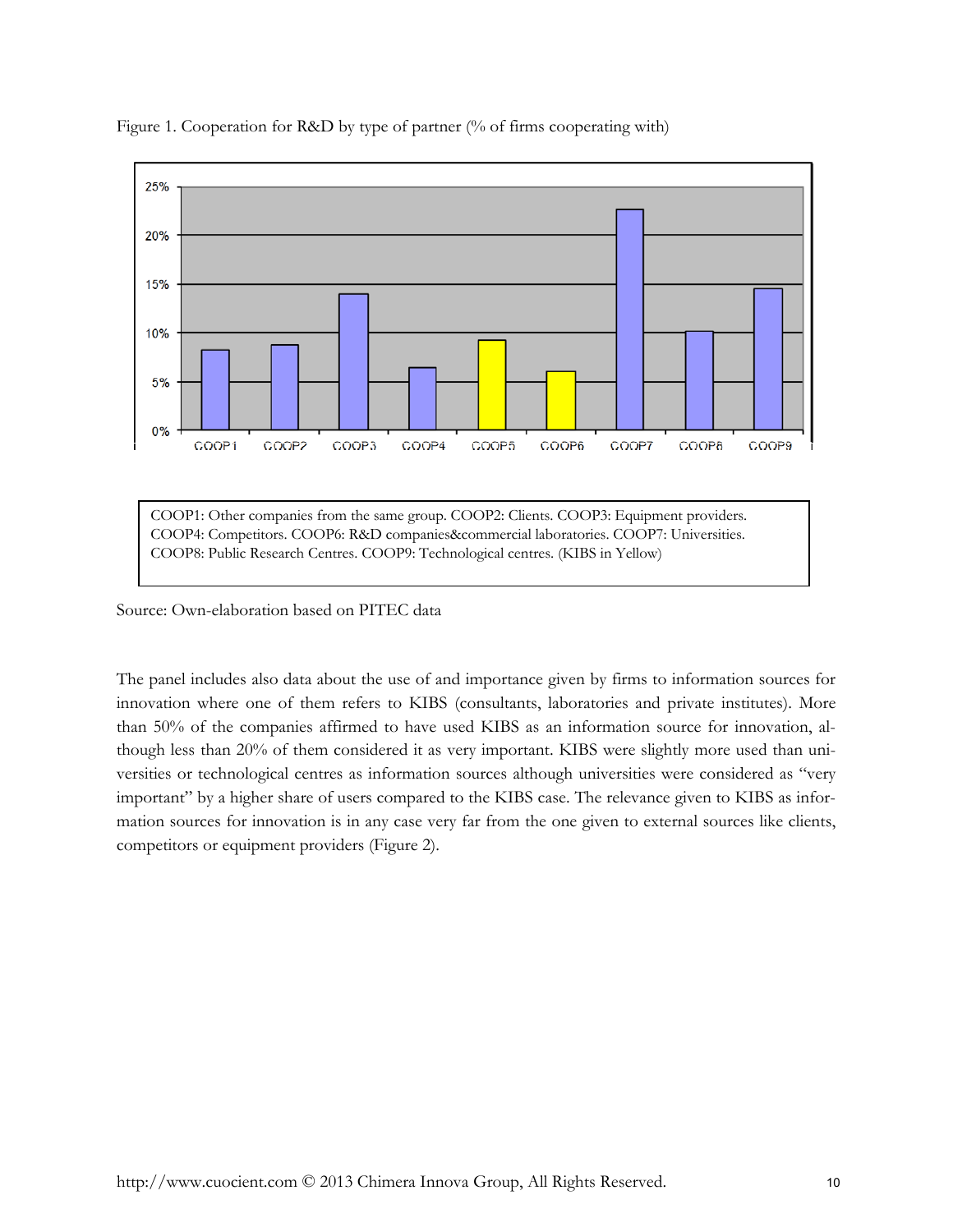Figure 1. Cooperation for R&D by type of partner (% of firms cooperating with)

COOP1: Other companies from the same group. COOP2: Clients. COOP3: Equipment providers. COOP4: Competitors. COOP6: R&D companies&commercial laboratories. COOP7: Universities. COOP8: Public Research Centres. COOP9: Technological centres. (KIBS in Yellow)

Source: Own-elaboration based on PITEC data

The panel includes also data about the use of and importance given by firms to information sources for innovation where one of them refers to KIBS (consultants, laboratories and private institutes). More than 50% of the companies affirmed to have used KIBS as an information source for innovation, although less than 20% of them considered it as very important. KIBS were slightly more used than universities or technological centres as information sources although universities were considered as "very important" by a higher share of users compared to the KIBS case. The relevance given to KIBS as information sources for innovation is in any case very far from the one given to external sources like clients, competitors or equipment providers (Figure 2).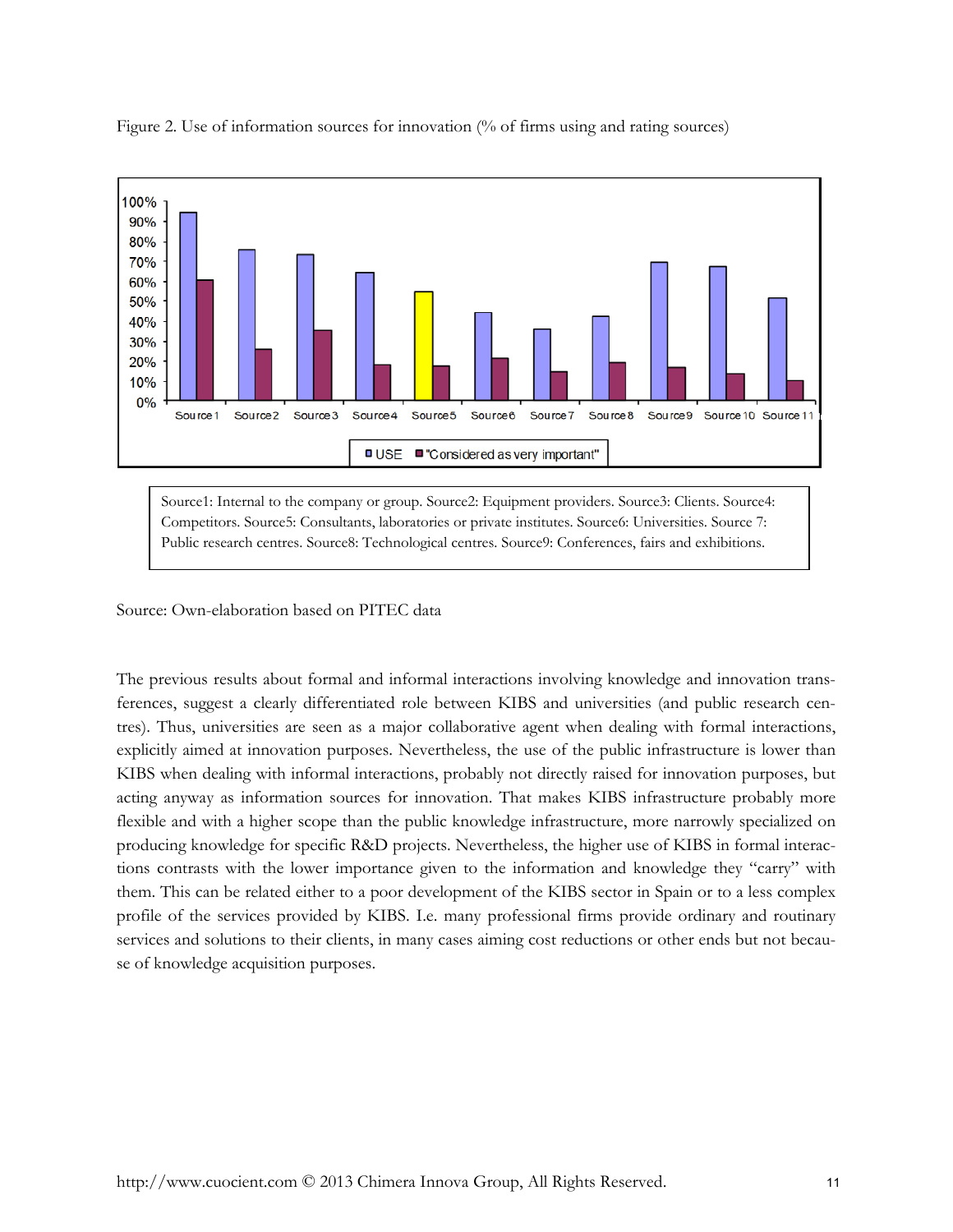Figure 2. Use of information sources for innovation (% of firms using and rating sources)

Source1: Internal to the company or group. Source2: Equipment providers. Source3: Clients. Source4: Competitors. Source5: Consultants, laboratories or private institutes. Source6: Universities. Source 7: Public research centres. Source8: Technological centres. Source9: Conferences, fairs and exhibitions.

Source: Own-elaboration based on PITEC data

The previous results about formal and informal interactions involving knowledge and innovation transferences, suggest a clearly differentiated role between KIBS and universities (and public research centres). Thus, universities are seen as a major collaborative agent when dealing with formal interactions, explicitly aimed at innovation purposes. Nevertheless, the use of the public infrastructure is lower than KIBS when dealing with informal interactions, probably not directly raised for innovation purposes, but acting anyway as information sources for innovation. That makes KIBS infrastructure probably more flexible and with a higher scope than the public knowledge infrastructure, more narrowly specialized on producing knowledge for specific R&D projects. Nevertheless, the higher use of KIBS in formal interactions contrasts with the lower importance given to the information and knowledge they "carry" with them. This can be related either to a poor development of the KIBS sector in Spain or to a less complex profile of the services provided by KIBS. I.e. many professional firms provide ordinary and routinary services and solutions to their clients, in many cases aiming cost reductions or other ends but not because of knowledge acquisition purposes.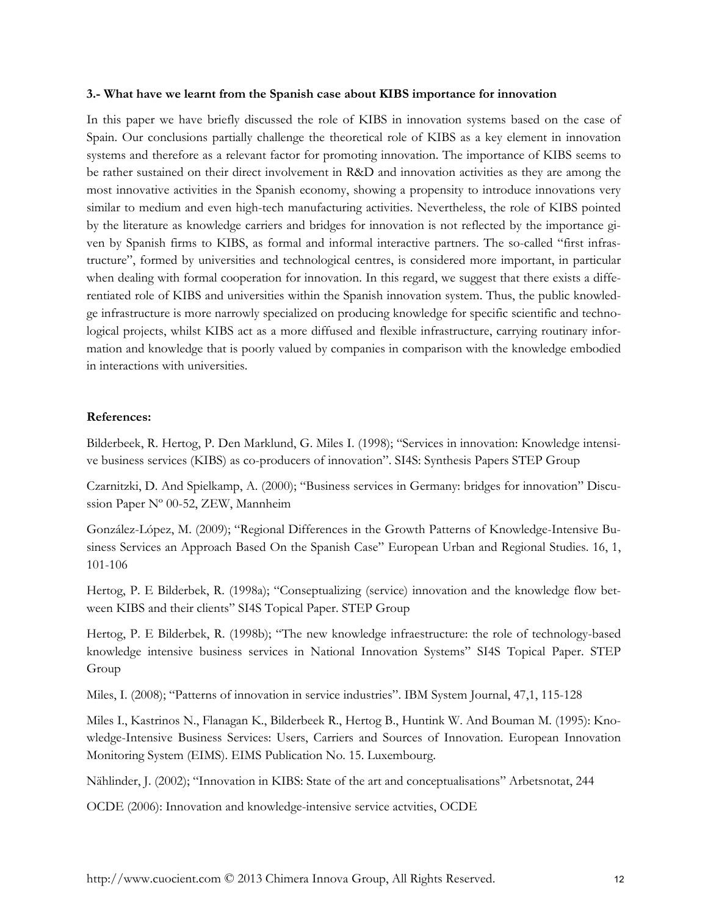### 3.- What have we learnt from the Spanish case about KIBS importance for innovation

In this paper we have briefly discussed the role of KIBS in innovation systems based on the case of Spain. Our conclusions partially challenge the theoretical role of KIBS as a key element in innovation systems and therefore as a relevant factor for promoting innovation. The importance of KIBS seems to be rather sustained on their direct involvement in R&D and innovation activities as they are among the most innovative activities in the Spanish economy, showing a propensity to introduce innovations very similar to medium and even high-tech manufacturing activities. Nevertheless, the role of KIBS pointed by the literature as knowledge carriers and bridges for innovation is not reflected by the importance given by Spanish firms to KIBS, as formal and informal interactive partners. The so-called "first infrastructure", formed by universities and technological centres, is considered more important, in particular when dealing with formal cooperation for innovation. In this regard, we suggest that there exists a differentiated role of KIBS and universities within the Spanish innovation system. Thus, the public knowledge infrastructure is more narrowly specialized on producing knowledge for specific scientific and technological projects, whilst KIBS act as a more diffused and flexible infrastructure, carrying routinary information and knowledge that is poorly valued by companies in comparison with the knowledge embodied in interactions with universities.

**References:**

Bilderbeek, R. Hertog, P. Den Marklund, G. Miles I. (1998); "Services in innovation: Knowledge intensive business services (KIBS) as co-producers of innovation". SI4S: Synthesis Papers STEP Group

Czarnitzki, D. And Spielkamp, A. (2000); "Business services in Germany: bridges for innovation" Discussion Paper Nº 00-52, ZEW, Mannheim

González-López, M. (2009); "Regional Differences in the Growth Patterns of Knowledge-Intensive Business Services an Approach Based On the Spanish Case" European Urban and Regional Studies. 16, 1, 101-106

Hertog, P. E Bilderbek, R. (1998a); "Conseptualizing (service) innovation and the knowledge flow between KIBS and their clients" SI4S Topical Paper. STEP Group

Hertog, P. E Bilderbek, R. (1998b); "The new knowledge infraestructure: the role of technology-based knowledge intensive business services in National Innovation Systems" SI4S Topical Paper. STEP Group

Miles, I. (2008); "Patterns of innovation in service industries". IBM System Journal, 47,1, 115-128

Miles I., Kastrinos N., Flanagan K., Bilderbeek R., Hertog B., Huntink W. And Bouman M. (1995): Knowledge-Intensive Business Services: Users, Carriers and Sources of Innovation. European Innovation Monitoring System (EIMS). EIMS Publication No. 15. Luxembourg.

Nählinder, J. (2002); "Innovation in KIBS: State of the art and conceptualisations" Arbetsnotat, 244

OCDE (2006): Innovation and knowledge-intensive service actvities, OCDE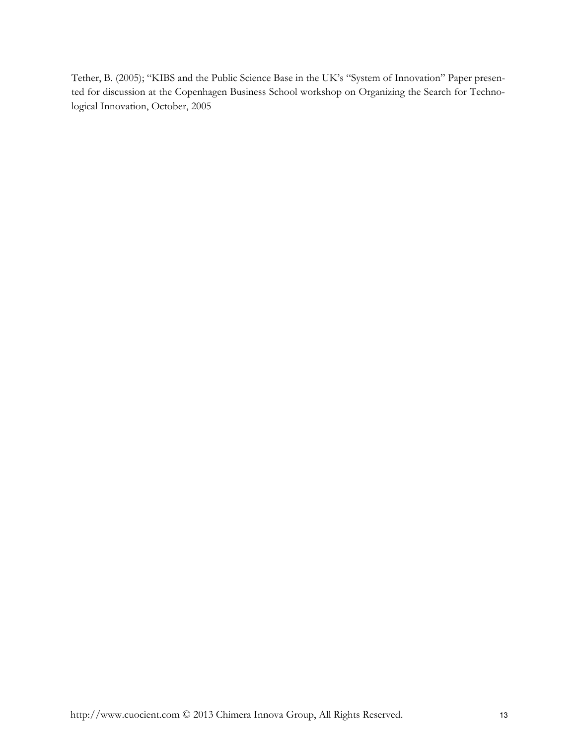Tether, B. (2005); "KIBS and the Public Science Base in the UK's "System of Innovation" Paper presented for discussion at the Copenhagen Business School workshop on Organizing the Search for Technological Innovation, October, 2005